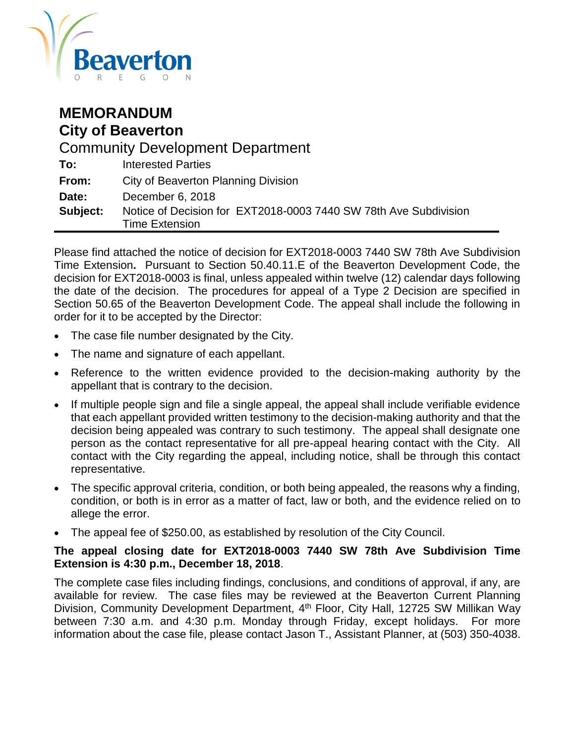Beaverton
OREGON

# MEMORANDUM
## City of Beaverton
### Community Development Department

**To:** Interested Parties
**From:** City of Beaverton Planning Division
**Date:** December 6, 2018
**Subject:** Notice of Decision for EXT2018-0003 7440 SW 78th Ave Subdivision Time Extension

---

Please find attached the notice of decision for EXT2018-0003 7440 SW 78th Ave Subdivision Time Extension**.** Pursuant to Section 50.40.11.E of the Beaverton Development Code, the decision for EXT2018-0003 is final, unless appealed within twelve (12) calendar days following the date of the decision. The procedures for appeal of a Type 2 Decision are specified in Section 50.65 of the Beaverton Development Code. The appeal shall include the following in order for it to be accepted by the Director:

- The case file number designated by the City.
- The name and signature of each appellant.
- Reference to the written evidence provided to the decision-making authority by the appellant that is contrary to the decision.
- If multiple people sign and file a single appeal, the appeal shall include verifiable evidence that each appellant provided written testimony to the decision-making authority and that the decision being appealed was contrary to such testimony. The appeal shall designate one person as the contact representative for all pre-appeal hearing contact with the City. All contact with the City regarding the appeal, including notice, shall be through this contact representative.
- The specific approval criteria, condition, or both being appealed, the reasons why a finding, condition, or both is in error as a matter of fact, law or both, and the evidence relied on to allege the error.
- The appeal fee of $250.00, as established by resolution of the City Council.

**The appeal closing date for EXT2018-0003 7440 SW 78th Ave Subdivision Time Extension is 4:30 p.m., December 18, 2018**.

The complete case files including findings, conclusions, and conditions of approval, if any, are available for review. The case files may be reviewed at the Beaverton Current Planning Division, Community Development Department, 4th Floor, City Hall, 12725 SW Millikan Way between 7:30 a.m. and 4:30 p.m. Monday through Friday, except holidays. For more information about the case file, please contact Jason T., Assistant Planner, at (503) 350-4038.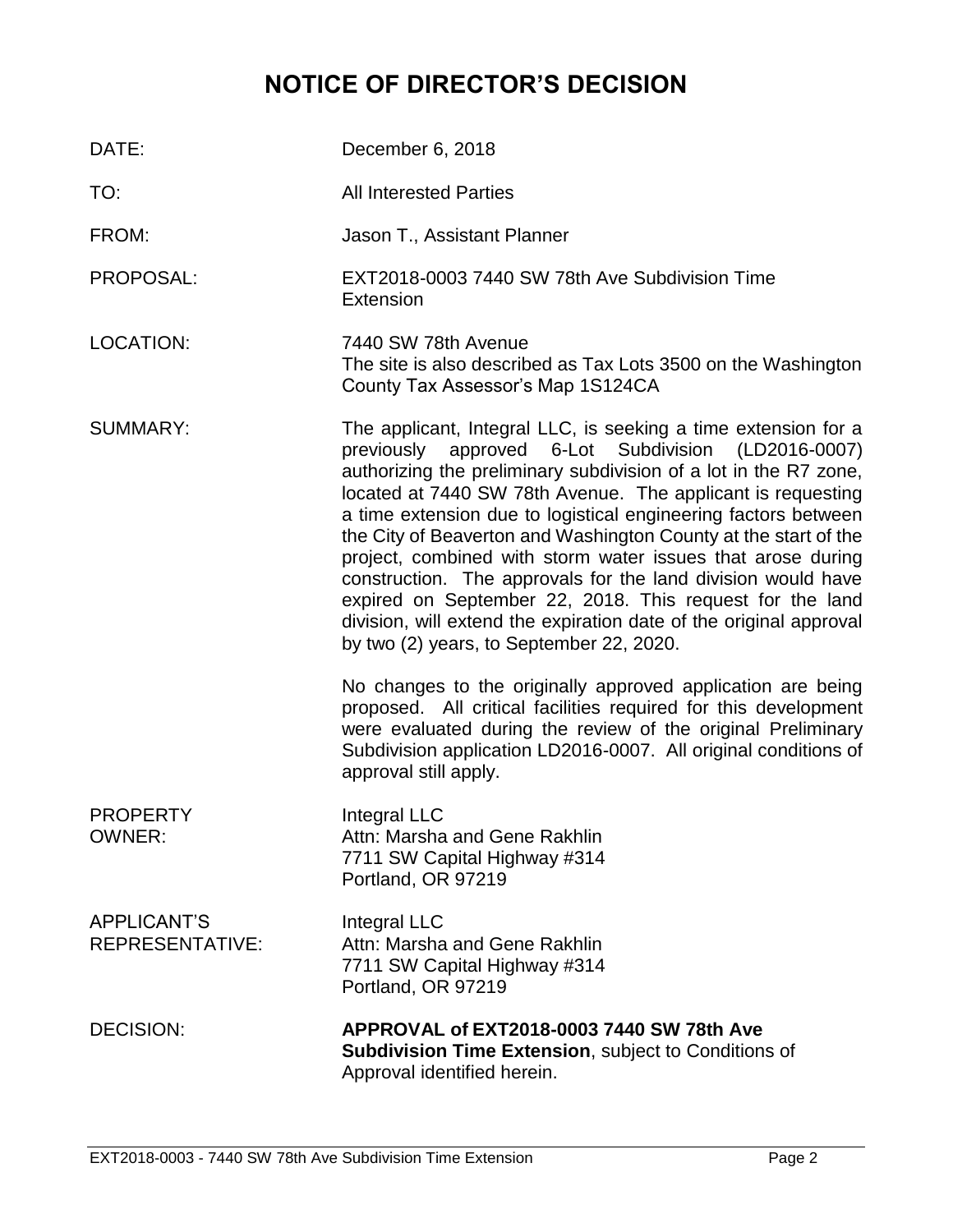# NOTICE OF DIRECTOR'S DECISION

| | |
|---|---|
| DATE: | December 6, 2018 |
| TO: | All Interested Parties |
| FROM: | Jason T., Assistant Planner |
| PROPOSAL: | EXT2018-0003 7440 SW 78th Ave Subdivision Time Extension |
| LOCATION: | 7440 SW 78th Avenue<br>The site is also described as Tax Lots 3500 on the Washington County Tax Assessor's Map 1S124CA |
| SUMMARY: | The applicant, Integral LLC, is seeking a time extension for a previously approved 6-Lot Subdivision (LD2016-0007) authorizing the preliminary subdivision of a lot in the R7 zone, located at 7440 SW 78th Avenue. The applicant is requesting a time extension due to logistical engineering factors between the City of Beaverton and Washington County at the start of the project, combined with storm water issues that arose during construction. The approvals for the land division would have expired on September 22, 2018. This request for the land division, will extend the expiration date of the original approval by two (2) years, to September 22, 2020.<br><br>No changes to the originally approved application are being proposed. All critical facilities required for this development were evaluated during the review of the original Preliminary Subdivision application LD2016-0007. All original conditions of approval still apply. |
| PROPERTY OWNER: | Integral LLC<br>Attn: Marsha and Gene Rakhlin<br>7711 SW Capital Highway #314<br>Portland, OR 97219 |
| APPLICANT'S REPRESENTATIVE: | Integral LLC<br>Attn: Marsha and Gene Rakhlin<br>7711 SW Capital Highway #314<br>Portland, OR 97219 |
| DECISION: | **APPROVAL of EXT2018-0003 7440 SW 78th Ave Subdivision Time Extension**, subject to Conditions of Approval identified herein. |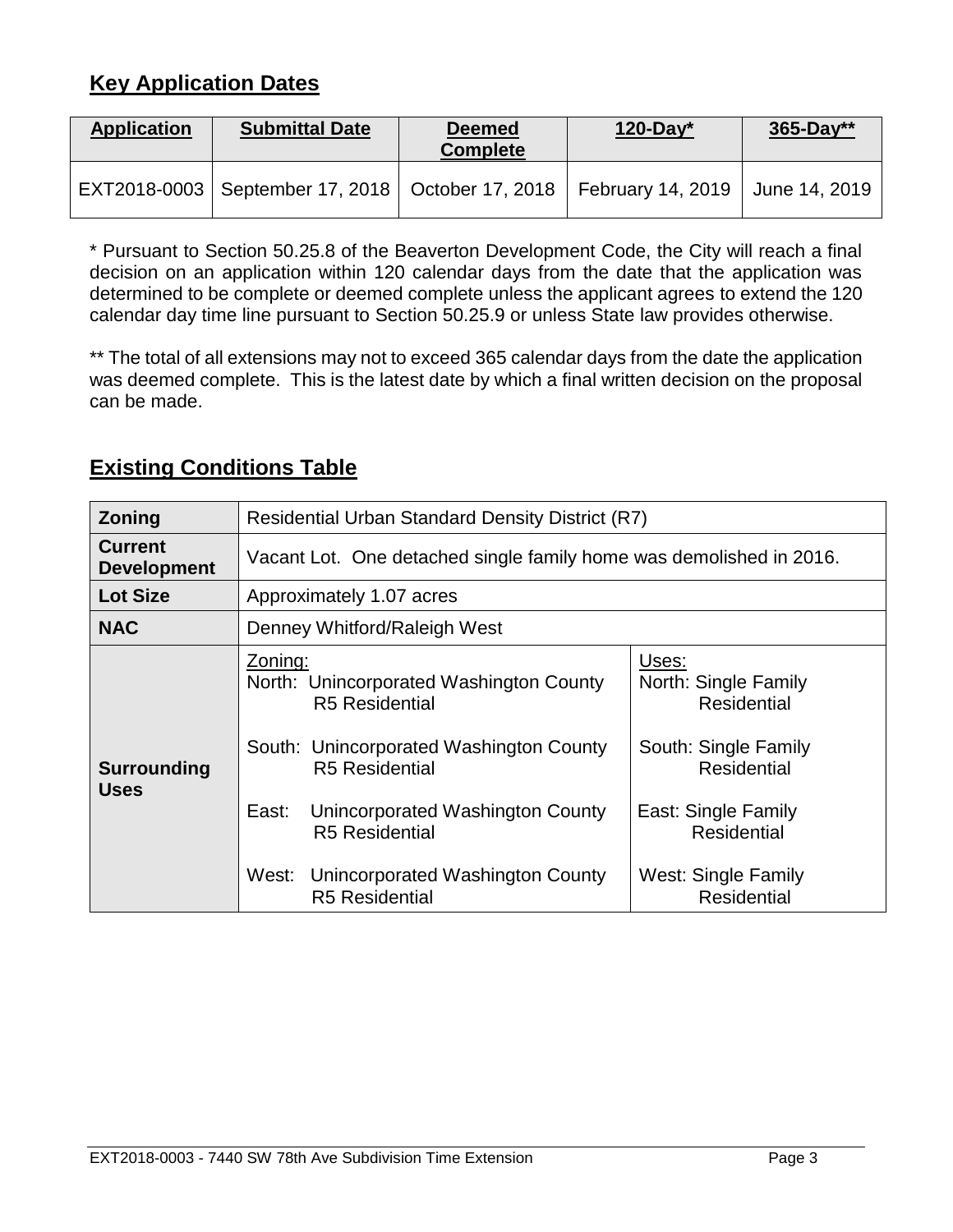## Key Application Dates

| Application | Submittal Date | Deemed Complete | 120-Day* | 365-Day** |
|---|---|---|---|---|
| EXT2018-0003 | September 17, 2018 | October 17, 2018 | February 14, 2019 | June 14, 2019 |

* Pursuant to Section 50.25.8 of the Beaverton Development Code, the City will reach a final decision on an application within 120 calendar days from the date that the application was determined to be complete or deemed complete unless the applicant agrees to extend the 120 calendar day time line pursuant to Section 50.25.9 or unless State law provides otherwise.

** The total of all extensions may not to exceed 365 calendar days from the date the application was deemed complete. This is the latest date by which a final written decision on the proposal can be made.

## Existing Conditions Table

| | | |
|---|---|---|
| **Zoning** | Residential Urban Standard Density District (R7) | |
| **Current Development** | Vacant Lot. One detached single family home was demolished in 2016. | |
| **Lot Size** | Approximately 1.07 acres | |
| **NAC** | Denney Whitford/Raleigh West | |
| **Surrounding Uses** | Zoning:<br>North: Unincorporated Washington County R5 Residential<br><br>South: Unincorporated Washington County R5 Residential<br><br>East: Unincorporated Washington County R5 Residential<br><br>West: Unincorporated Washington County R5 Residential | Uses:<br>North: Single Family Residential<br><br>South: Single Family Residential<br><br>East: Single Family Residential<br><br>West: Single Family Residential |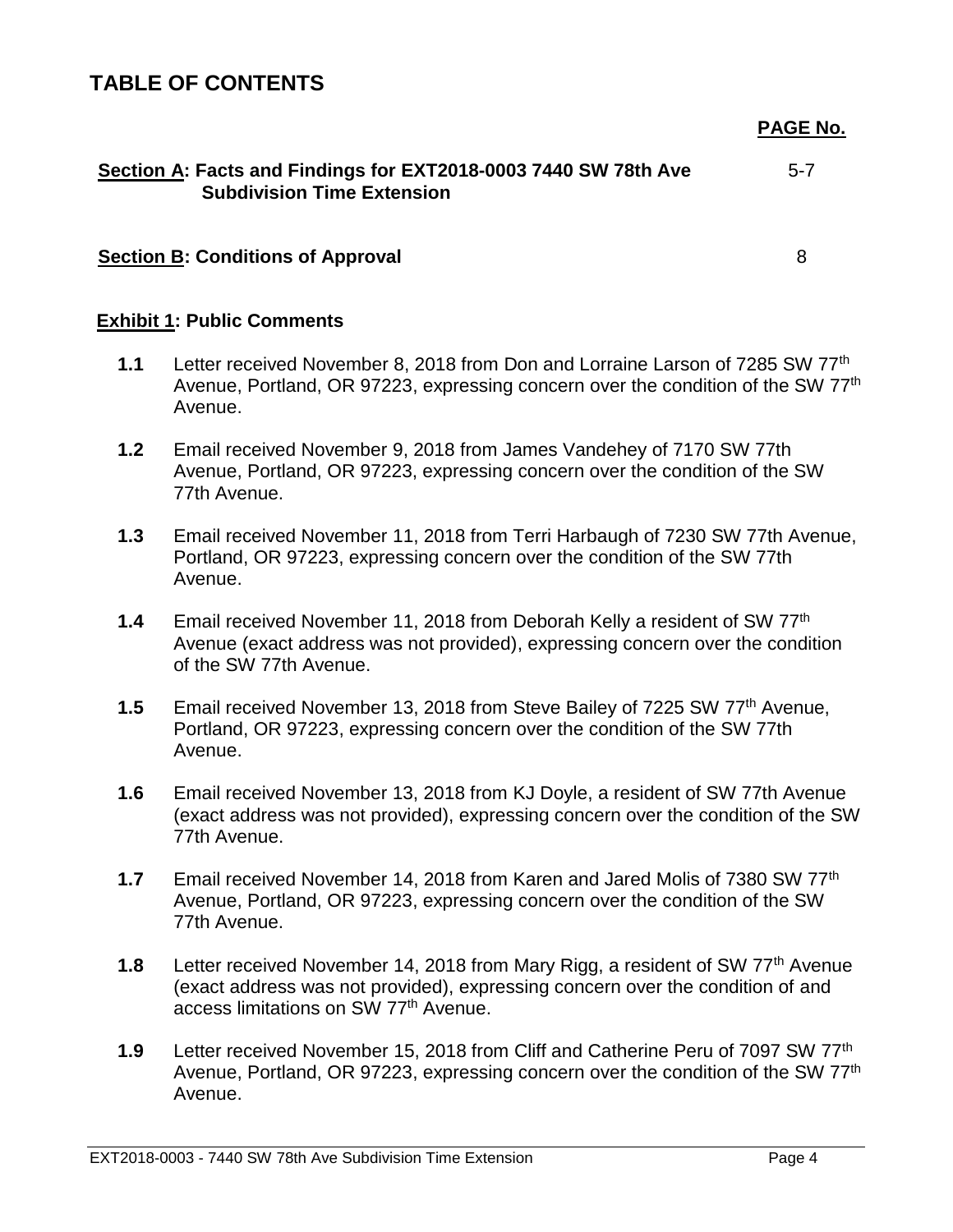# TABLE OF CONTENTS

| | PAGE No. |
|---|---|
| **Section A: Facts and Findings for EXT2018-0003 7440 SW 78th Ave Subdivision Time Extension** | 5-7 |
| **Section B: Conditions of Approval** | 8 |

**Exhibit 1: Public Comments**

**1.1** Letter received November 8, 2018 from Don and Lorraine Larson of 7285 SW 77th Avenue, Portland, OR 97223, expressing concern over the condition of the SW 77th Avenue.

**1.2** Email received November 9, 2018 from James Vandehey of 7170 SW 77th Avenue, Portland, OR 97223, expressing concern over the condition of the SW 77th Avenue.

**1.3** Email received November 11, 2018 from Terri Harbaugh of 7230 SW 77th Avenue, Portland, OR 97223, expressing concern over the condition of the SW 77th Avenue.

**1.4** Email received November 11, 2018 from Deborah Kelly a resident of SW 77th Avenue (exact address was not provided), expressing concern over the condition of the SW 77th Avenue.

**1.5** Email received November 13, 2018 from Steve Bailey of 7225 SW 77th Avenue, Portland, OR 97223, expressing concern over the condition of the SW 77th Avenue.

**1.6** Email received November 13, 2018 from KJ Doyle, a resident of SW 77th Avenue (exact address was not provided), expressing concern over the condition of the SW 77th Avenue.

**1.7** Email received November 14, 2018 from Karen and Jared Molis of 7380 SW 77th Avenue, Portland, OR 97223, expressing concern over the condition of the SW 77th Avenue.

**1.8** Letter received November 14, 2018 from Mary Rigg, a resident of SW 77th Avenue (exact address was not provided), expressing concern over the condition of and access limitations on SW 77th Avenue.

**1.9** Letter received November 15, 2018 from Cliff and Catherine Peru of 7097 SW 77th Avenue, Portland, OR 97223, expressing concern over the condition of the SW 77th Avenue.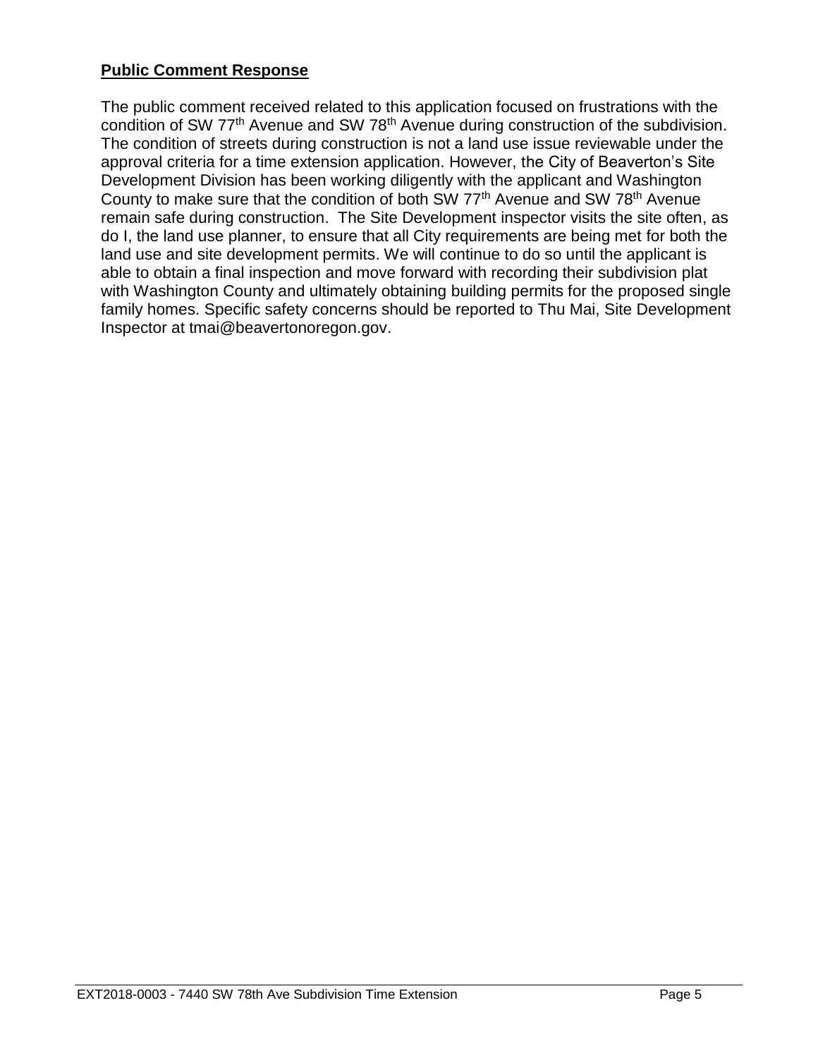**Public Comment Response**

The public comment received related to this application focused on frustrations with the condition of SW 77th Avenue and SW 78th Avenue during construction of the subdivision. The condition of streets during construction is not a land use issue reviewable under the approval criteria for a time extension application. However, the City of Beaverton's Site Development Division has been working diligently with the applicant and Washington County to make sure that the condition of both SW 77th Avenue and SW 78th Avenue remain safe during construction. The Site Development inspector visits the site often, as do I, the land use planner, to ensure that all City requirements are being met for both the land use and site development permits. We will continue to do so until the applicant is able to obtain a final inspection and move forward with recording their subdivision plat with Washington County and ultimately obtaining building permits for the proposed single family homes. Specific safety concerns should be reported to Thu Mai, Site Development Inspector at tmai@beavertonoregon.gov.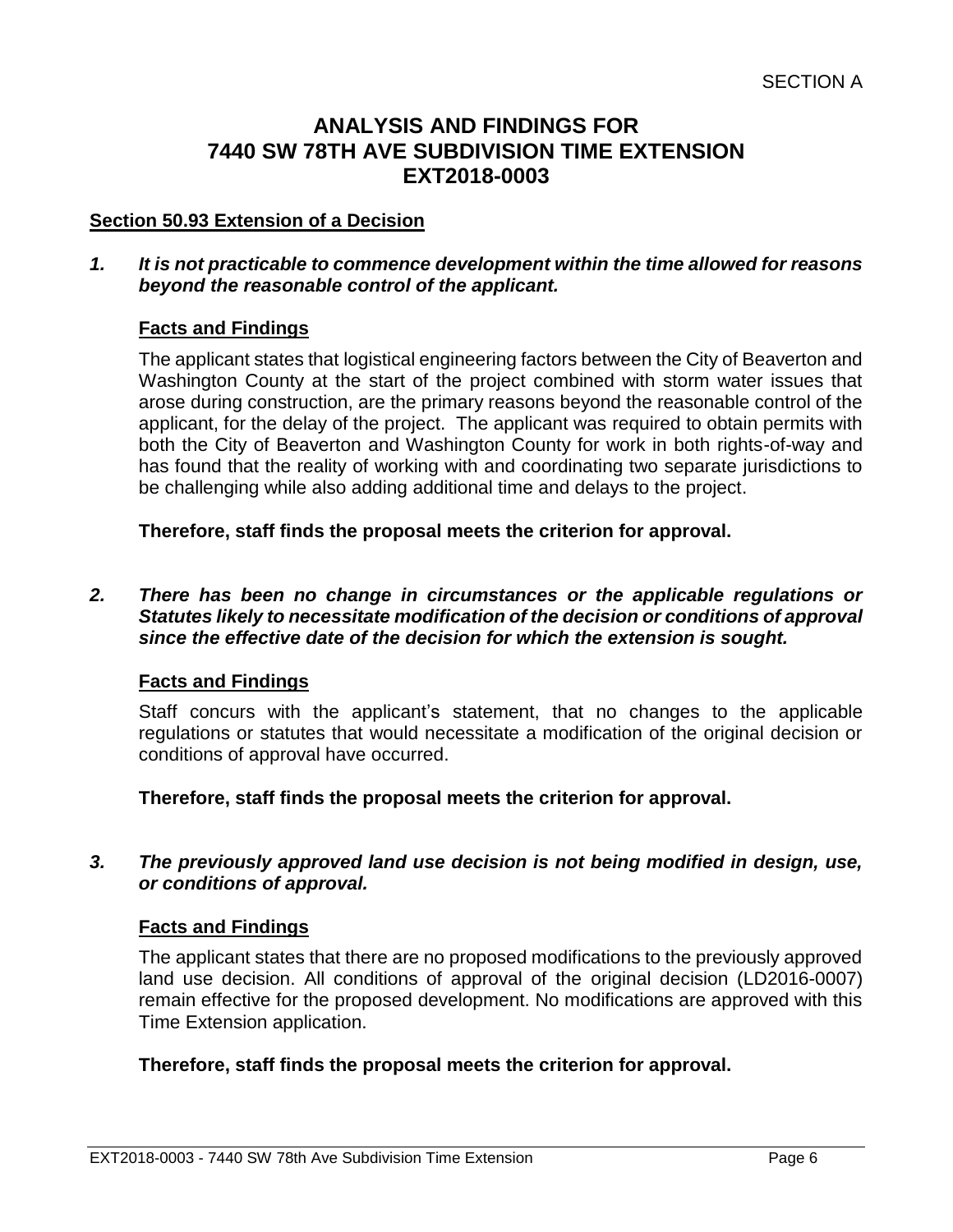SECTION A

# ANALYSIS AND FINDINGS FOR 7440 SW 78TH AVE SUBDIVISION TIME EXTENSION EXT2018-0003

## Section 50.93 Extension of a Decision

***1. It is not practicable to commence development within the time allowed for reasons beyond the reasonable control of the applicant.***

### Facts and Findings

The applicant states that logistical engineering factors between the City of Beaverton and Washington County at the start of the project combined with storm water issues that arose during construction, are the primary reasons beyond the reasonable control of the applicant, for the delay of the project. The applicant was required to obtain permits with both the City of Beaverton and Washington County for work in both rights-of-way and has found that the reality of working with and coordinating two separate jurisdictions to be challenging while also adding additional time and delays to the project.

**Therefore, staff finds the proposal meets the criterion for approval.**

***2. There has been no change in circumstances or the applicable regulations or Statutes likely to necessitate modification of the decision or conditions of approval since the effective date of the decision for which the extension is sought.***

### Facts and Findings

Staff concurs with the applicant's statement, that no changes to the applicable regulations or statutes that would necessitate a modification of the original decision or conditions of approval have occurred.

**Therefore, staff finds the proposal meets the criterion for approval.**

***3. The previously approved land use decision is not being modified in design, use, or conditions of approval.***

### Facts and Findings

The applicant states that there are no proposed modifications to the previously approved land use decision. All conditions of approval of the original decision (LD2016-0007) remain effective for the proposed development. No modifications are approved with this Time Extension application.

**Therefore, staff finds the proposal meets the criterion for approval.**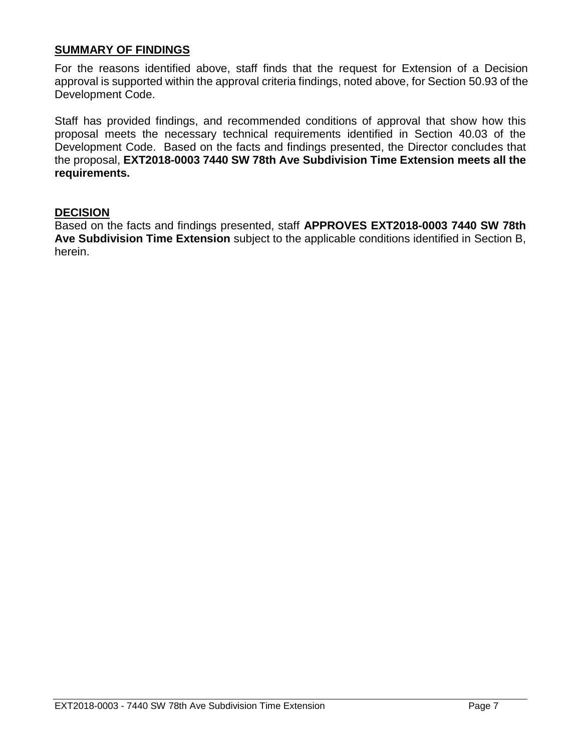## SUMMARY OF FINDINGS

For the reasons identified above, staff finds that the request for Extension of a Decision approval is supported within the approval criteria findings, noted above, for Section 50.93 of the Development Code.

Staff has provided findings, and recommended conditions of approval that show how this proposal meets the necessary technical requirements identified in Section 40.03 of the Development Code. Based on the facts and findings presented, the Director concludes that the proposal, **EXT2018-0003 7440 SW 78th Ave Subdivision Time Extension meets all the requirements.**

## DECISION

Based on the facts and findings presented, staff **APPROVES EXT2018-0003 7440 SW 78th Ave Subdivision Time Extension** subject to the applicable conditions identified in Section B, herein.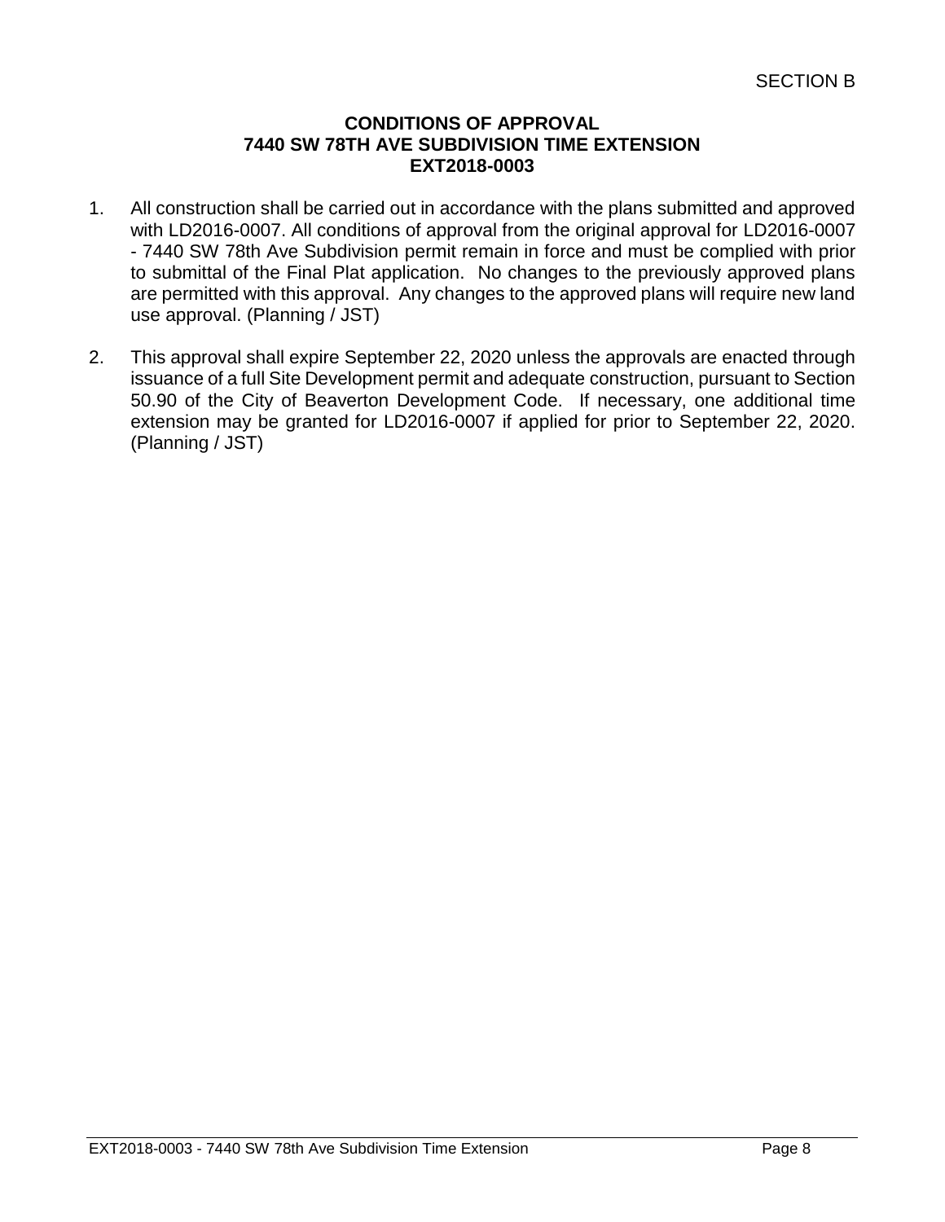SECTION B

**CONDITIONS OF APPROVAL**
**7440 SW 78TH AVE SUBDIVISION TIME EXTENSION**
**EXT2018-0003**

1. All construction shall be carried out in accordance with the plans submitted and approved with LD2016-0007. All conditions of approval from the original approval for LD2016-0007 - 7440 SW 78th Ave Subdivision permit remain in force and must be complied with prior to submittal of the Final Plat application. No changes to the previously approved plans are permitted with this approval. Any changes to the approved plans will require new land use approval. (Planning / JST)

2. This approval shall expire September 22, 2020 unless the approvals are enacted through issuance of a full Site Development permit and adequate construction, pursuant to Section 50.90 of the City of Beaverton Development Code. If necessary, one additional time extension may be granted for LD2016-0007 if applied for prior to September 22, 2020. (Planning / JST)